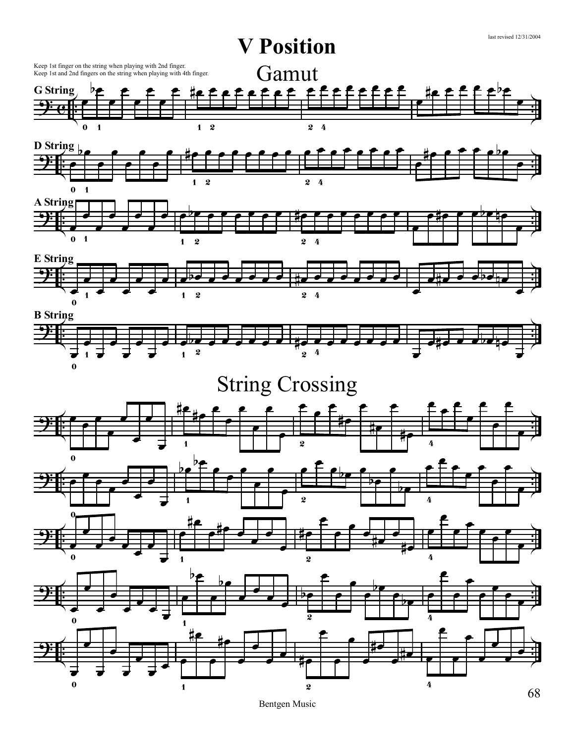last revised 12/31/2004

# V Position

## Gamut

Keep 1st finger on the string when playing with 2nd finger.
Keep 1st and 2nd fingers on the string when playing with 4th finger.

**G String**

**D String**

**A String**

**E String**

**B String**

## String Crossing

Bentgen Music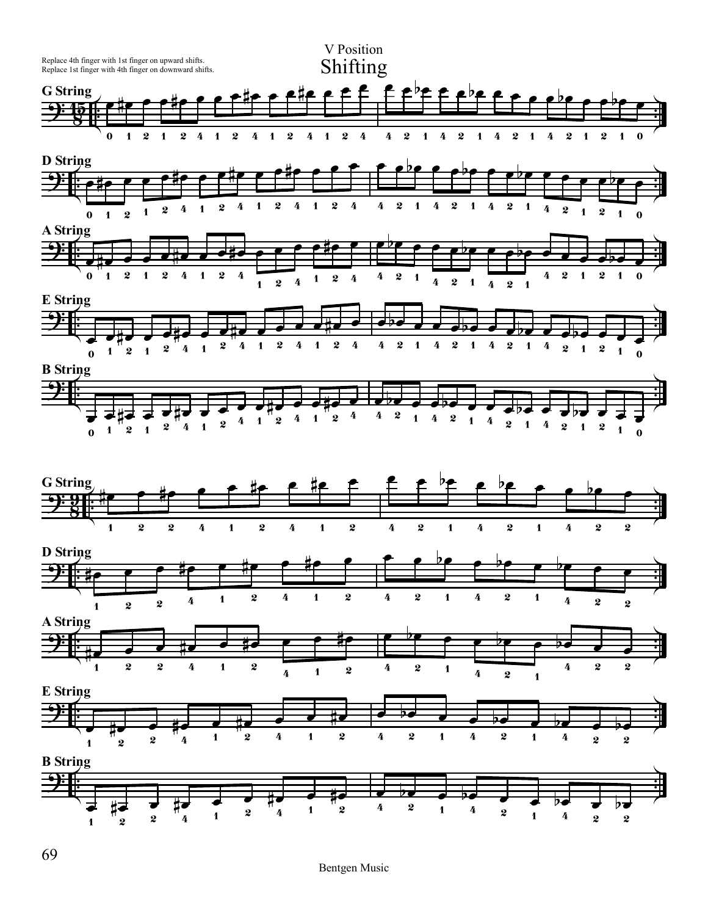V Position

# Shifting

Replace 4th finger with 1st finger on upward shifts.
Replace 1st finger with 4th finger on downward shifts.

**G String**

**D String**

**A String**

**E String**

**B String**

**G String**

**D String**

**A String**

**E String**

**B String**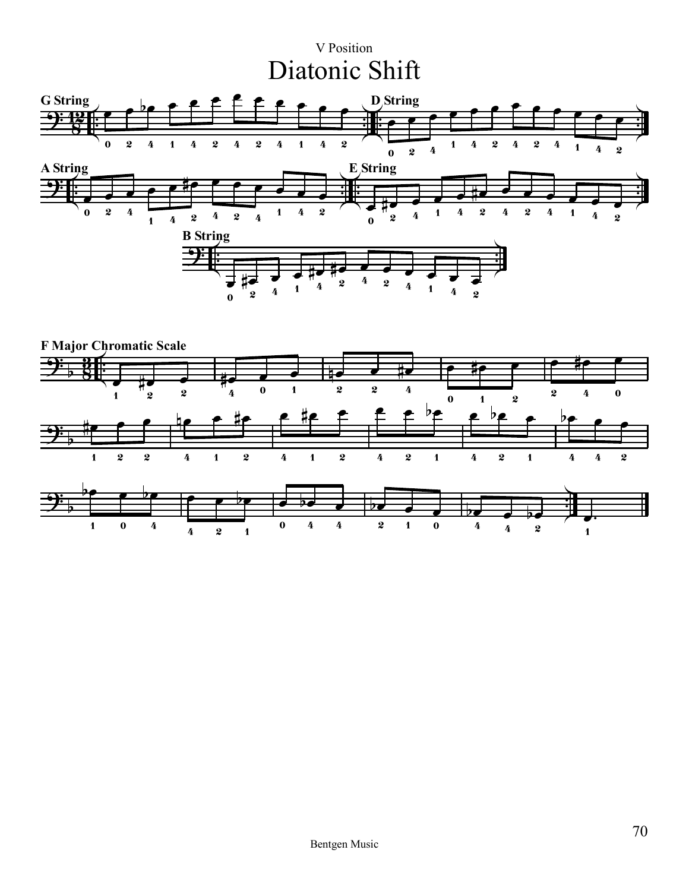V Position

# Diatonic Shift

**G String**

**D String**

**A String**

**E String**

**B String**

**F Major Chromatic Scale**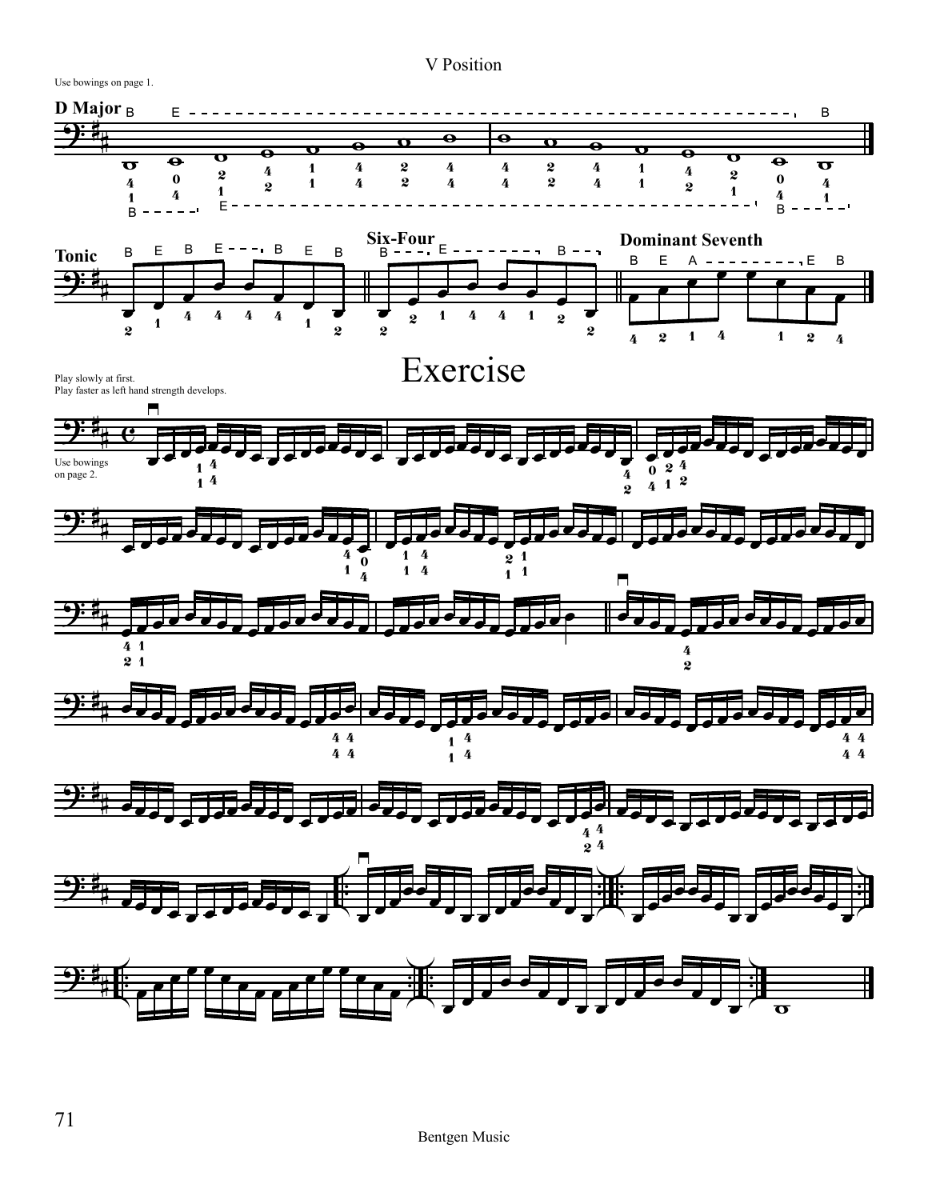# V Position

Use bowings on page 1.

**D Major**

**Tonic**

**Six-Four**

**Dominant Seventh**

# Exercise

Play slowly at first.
Play faster as left hand strength develops.

Use bowings on page 2.

Bentgen Music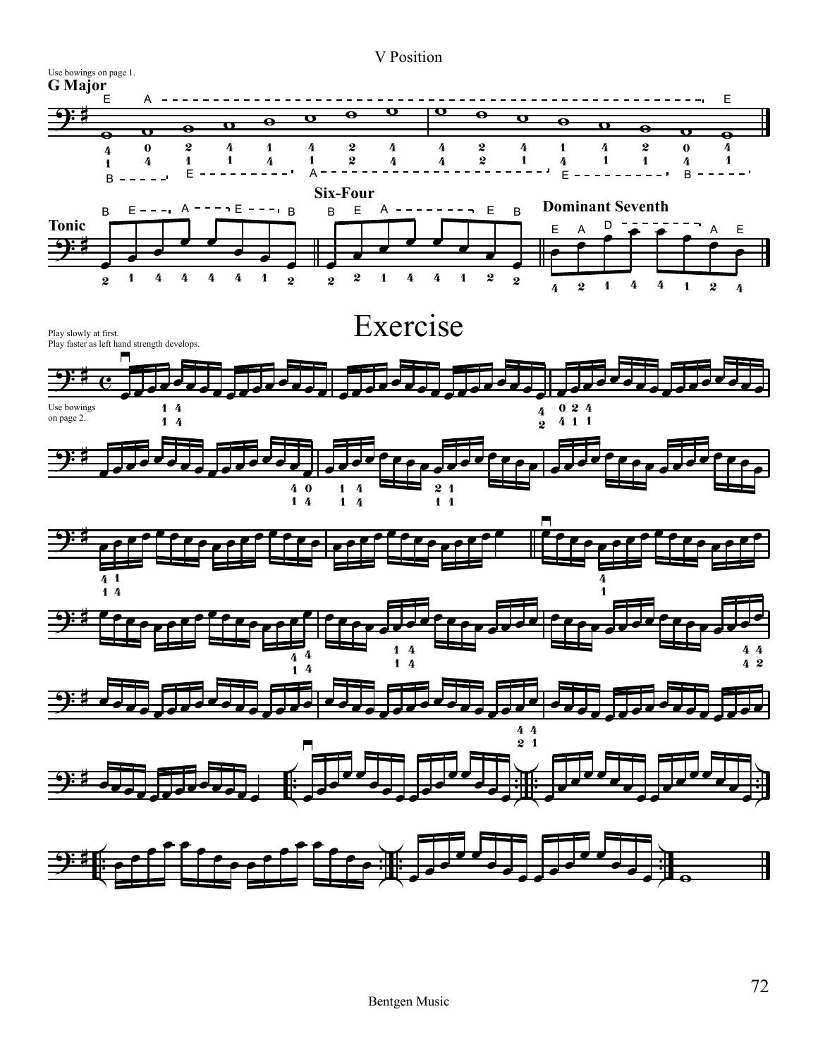# V Position

Use bowings on page 1.

## G Major

### Tonic

### Six-Four

### Dominant Seventh

# Exercise

Play slowly at first.
Play faster as left hand strength develops.

Use bowings on page 2.

Bentgen Music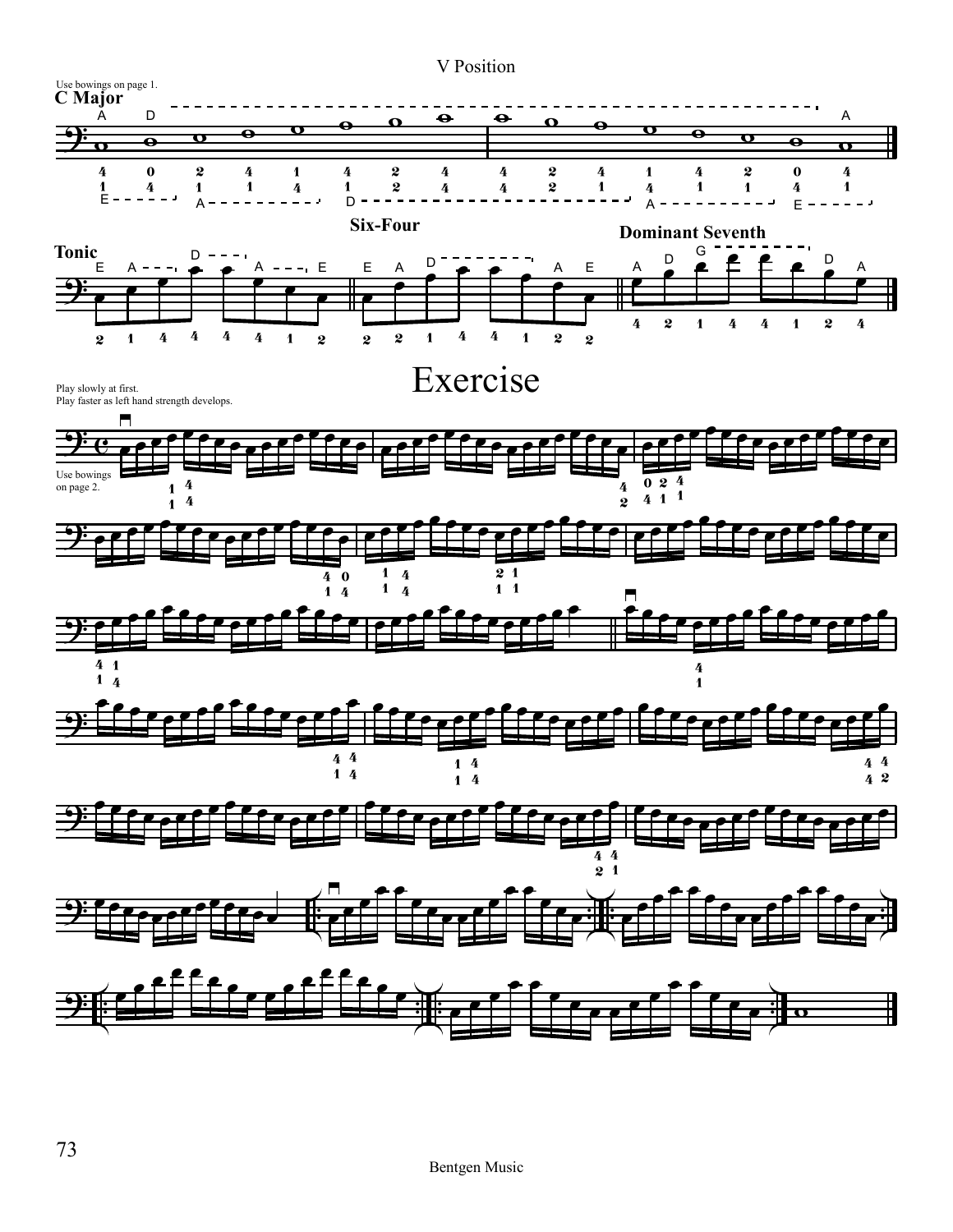V Position

Use bowings on page 1.

**C Major**

**Tonic**

**Six-Four**

**Dominant Seventh**

# Exercise

Play slowly at first.
Play faster as left hand strength develops.

Use bowings on page 2.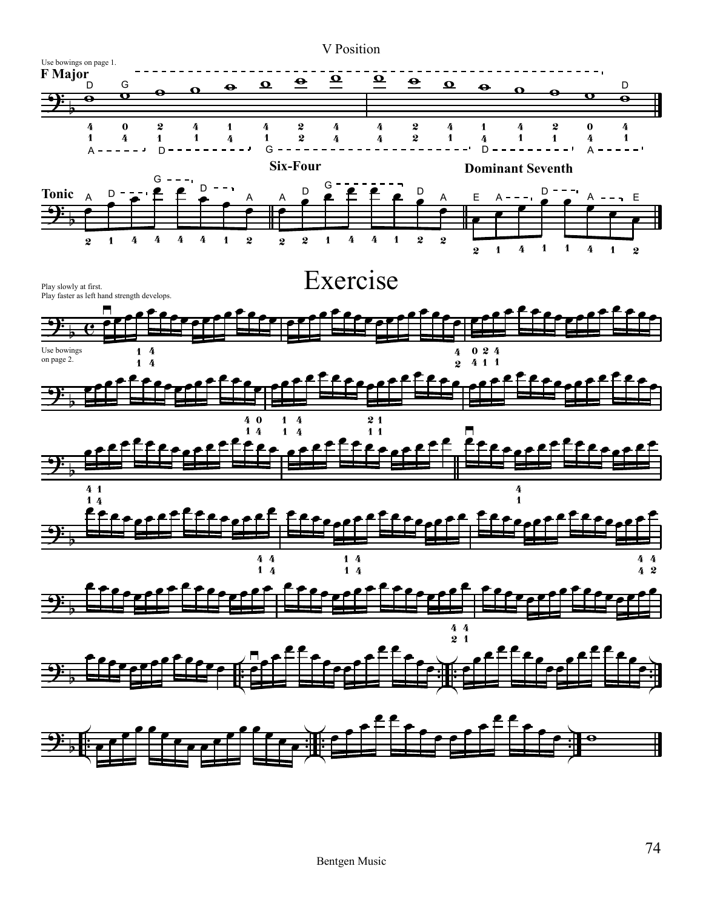V Position

Use bowings on page 1.

**F Major**

**Tonic**

**Six-Four**

**Dominant Seventh**

# Exercise

Play slowly at first.
Play faster as left hand strength develops.

Use bowings on page 2.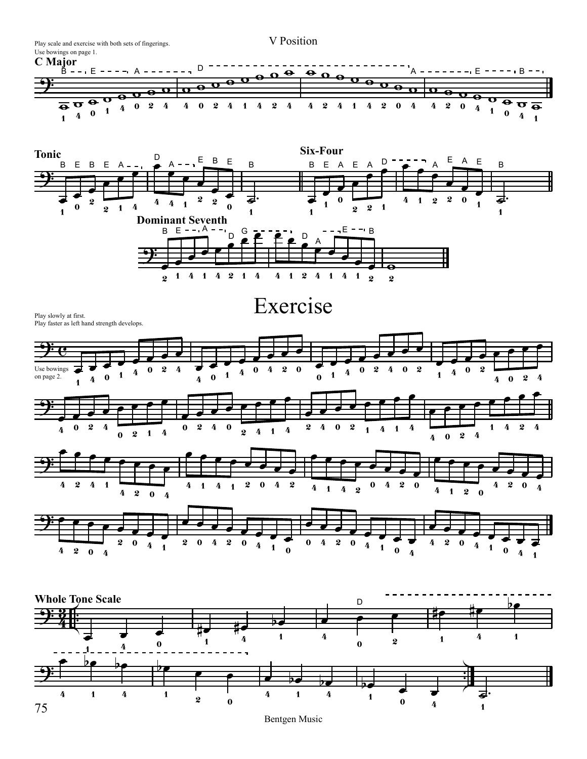## V Position

Play scale and exercise with both sets of fingerings.
Use bowings on page 1.

**C Major**

**Tonic**

**Six-Four**

**Dominant Seventh**

# Exercise

Play slowly at first.
Play faster as left hand strength develops.

Use bowings on page 2.

**Whole Tone Scale**

Bentgen Music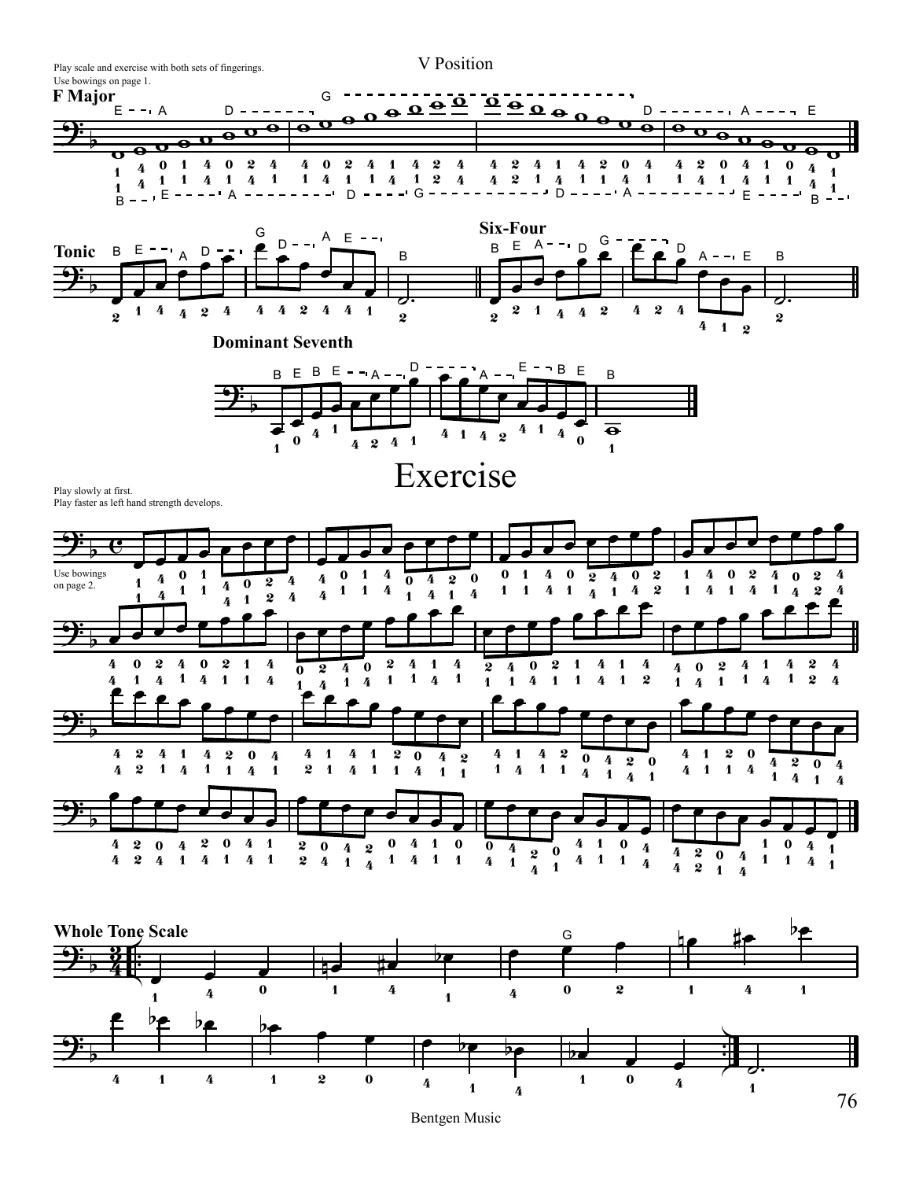Play scale and exercise with both sets of fingerings.
Use bowings on page 1.

# V Position

## F Major

## Tonic

## Six-Four

## Dominant Seventh

# Exercise

Play slowly at first.
Play faster as left hand strength develops.

Use bowings on page 2.

## Whole Tone Scale

Bentgen Music